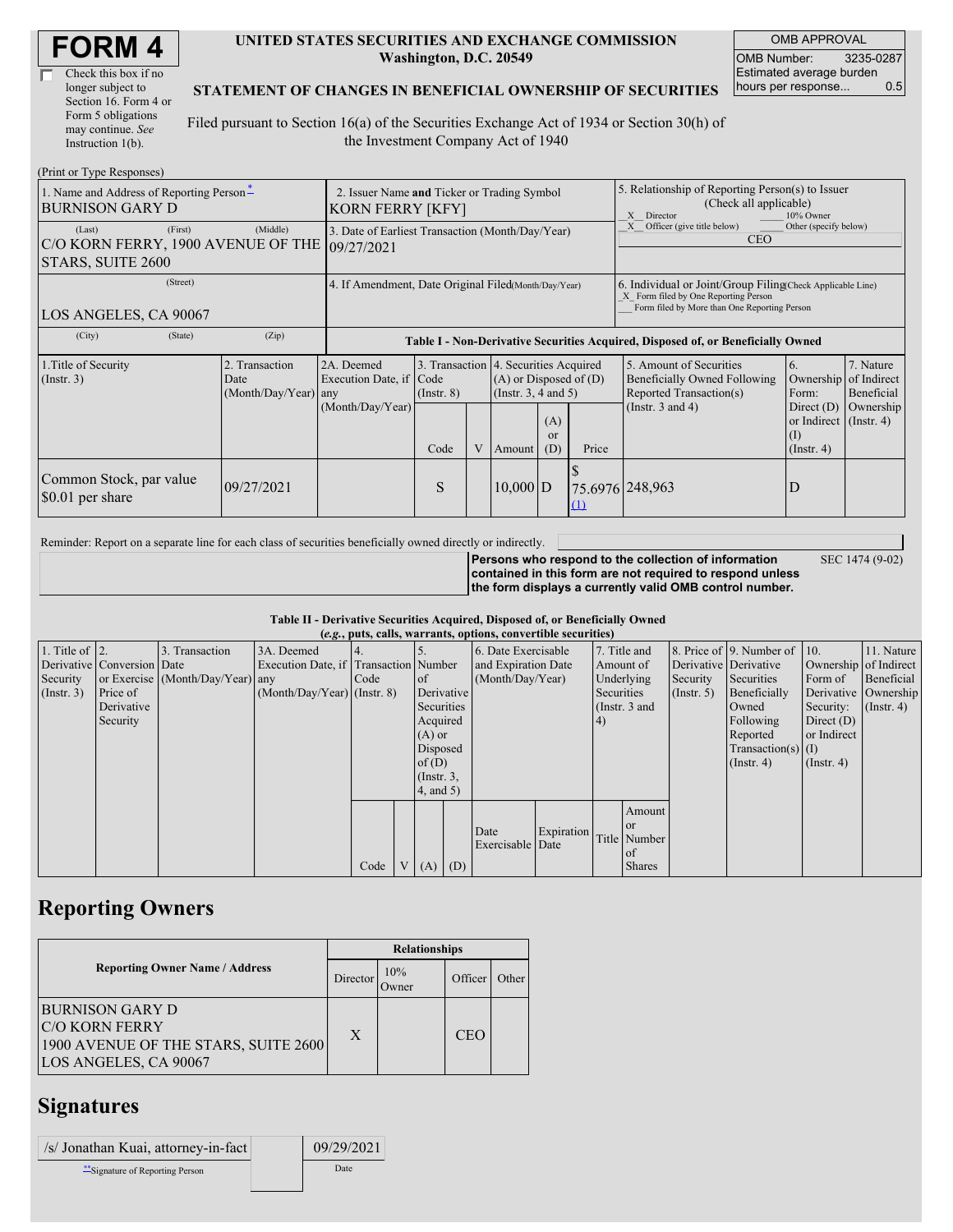# FORM 4

☐ Check this box if no longer subject to Section 16. Form 4 or Form 5 obligations may continue. *See* Instruction 1(b).

**UNITED STATES SECURITIES AND EXCHANGE COMMISSION**
**Washington, D.C. 20549**

**STATEMENT OF CHANGES IN BENEFICIAL OWNERSHIP OF SECURITIES**

Filed pursuant to Section 16(a) of the Securities Exchange Act of 1934 or Section 30(h) of the Investment Company Act of 1940

| OMB APPROVAL | |
|---|---|
| OMB Number: | 3235-0287 |
| Estimated average burden hours per response... | 0.5 |

(Print or Type Responses)

| 1. Name and Address of Reporting Person * | 2. Issuer Name **and** Ticker or Trading Symbol | 5. Relationship of Reporting Person(s) to Issuer (Check all applicable) |
|---|---|---|
| BURNISON GARY D | KORN FERRY [KFY] | _X_ Director ___ 10% Owner |
| (Last) (First) (Middle) C/O KORN FERRY, 1900 AVENUE OF THE STARS, SUITE 2600 | 3. Date of Earliest Transaction (Month/Day/Year) 09/27/2021 | _X_ Officer (give title below) ___ Other (specify below) CEO |
| (Street) LOS ANGELES, CA 90067 | 4. If Amendment, Date Original Filed (Month/Day/Year) | 6. Individual or Joint/Group Filing (Check Applicable Line) _X_ Form filed by One Reporting Person ___ Form filed by More than One Reporting Person |
| (City) (State) (Zip) | | |

**Table I - Non-Derivative Securities Acquired, Disposed of, or Beneficially Owned**

| 1.Title of Security (Instr. 3) | 2. Transaction Date (Month/Day/Year) | 2A. Deemed Execution Date, if any (Month/Day/Year) | 3. Transaction Code (Instr. 8) | | 4. Securities Acquired (A) or Disposed of (D) (Instr. 3, 4 and 5) | | | 5. Amount of Securities Beneficially Owned Following Reported Transaction(s) (Instr. 3 and 4) | 6. Ownership Form: Direct (D) or Indirect (I) (Instr. 4) | 7. Nature of Indirect Beneficial Ownership (Instr. 4) |
|---|---|---|---|---|---|---|---|---|---|---|
| | | | Code | V | Amount | (A) or (D) | Price | | | |
| Common Stock, par value $0.01 per share | 09/27/2021 | | S | | 10,000 | D | $ 75.6976 (1) | 248,963 | D | |

Reminder: Report on a separate line for each class of securities beneficially owned directly or indirectly.

**Persons who respond to the collection of information contained in this form are not required to respond unless the form displays a currently valid OMB control number.** SEC 1474 (9-02)

**Table II - Derivative Securities Acquired, Disposed of, or Beneficially Owned**
**(*e.g.*, puts, calls, warrants, options, convertible securities)**

| 1. Title of Derivative Security (Instr. 3) | 2. Conversion or Exercise Price of Derivative Security | 3. Transaction Date (Month/Day/Year) | 3A. Deemed Execution Date, if any (Month/Day/Year) | 4. Transaction Code (Instr. 8) | | 5. Number of Derivative Securities Acquired (A) or Disposed of (D) (Instr. 3, 4, and 5) | | 6. Date Exercisable and Expiration Date (Month/Day/Year) | | 7. Title and Amount of Underlying Securities (Instr. 3 and 4) | | 8. Price of Derivative Security (Instr. 5) | 9. Number of Derivative Securities Beneficially Owned Following Reported Transaction(s) (Instr. 4) | 10. Ownership Form of Derivative Security: Direct (D) or Indirect (I) (Instr. 4) | 11. Nature of Indirect Beneficial Ownership (Instr. 4) |
|---|---|---|---|---|---|---|---|---|---|---|---|---|---|---|---|
| | | | | Code | V | (A) | (D) | Date Exercisable | Expiration Date | Title | Amount or Number of Shares | | | | |

## Reporting Owners

| Reporting Owner Name / Address | Relationships | | | |
|---|---|---|---|---|
| | Director | 10% Owner | Officer | Other |
| BURNISON GARY D C/O KORN FERRY 1900 AVENUE OF THE STARS, SUITE 2600 LOS ANGELES, CA 90067 | X | | CEO | |

## Signatures

| /s/ Jonathan Kuai, attorney-in-fact | 09/29/2021 |
|---|---|
| **Signature of Reporting Person | Date |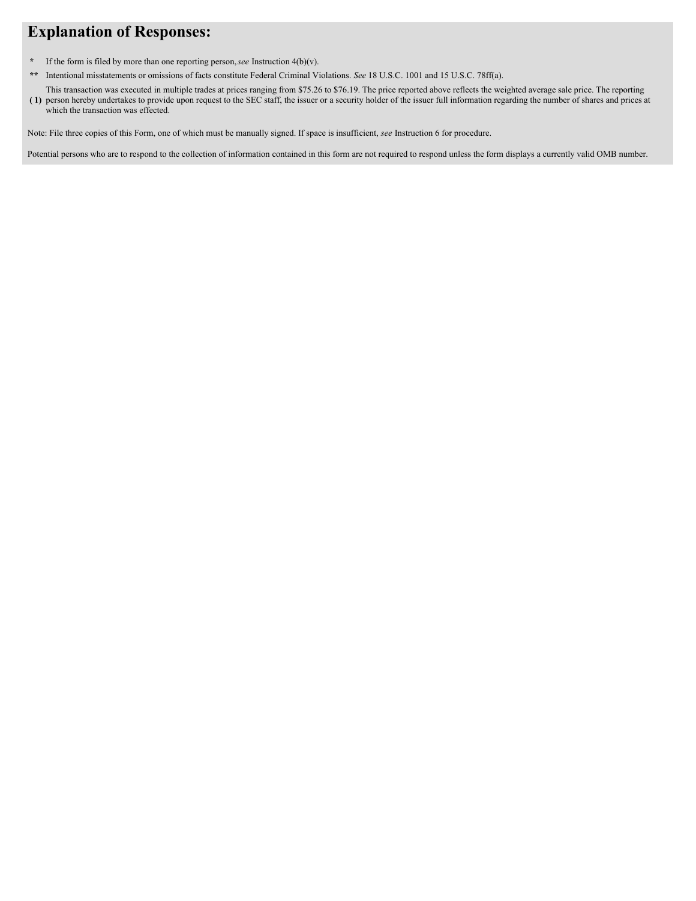# Explanation of Responses:

\* If the form is filed by more than one reporting person, *see* Instruction 4(b)(v).

\*\* Intentional misstatements or omissions of facts constitute Federal Criminal Violations. *See* 18 U.S.C. 1001 and 15 U.S.C. 78ff(a).

**( 1)** This transaction was executed in multiple trades at prices ranging from $75.26 to $76.19. The price reported above reflects the weighted average sale price. The reporting person hereby undertakes to provide upon request to the SEC staff, the issuer or a security holder of the issuer full information regarding the number of shares and prices at which the transaction was effected.

Note: File three copies of this Form, one of which must be manually signed. If space is insufficient, *see* Instruction 6 for procedure.

Potential persons who are to respond to the collection of information contained in this form are not required to respond unless the form displays a currently valid OMB number.